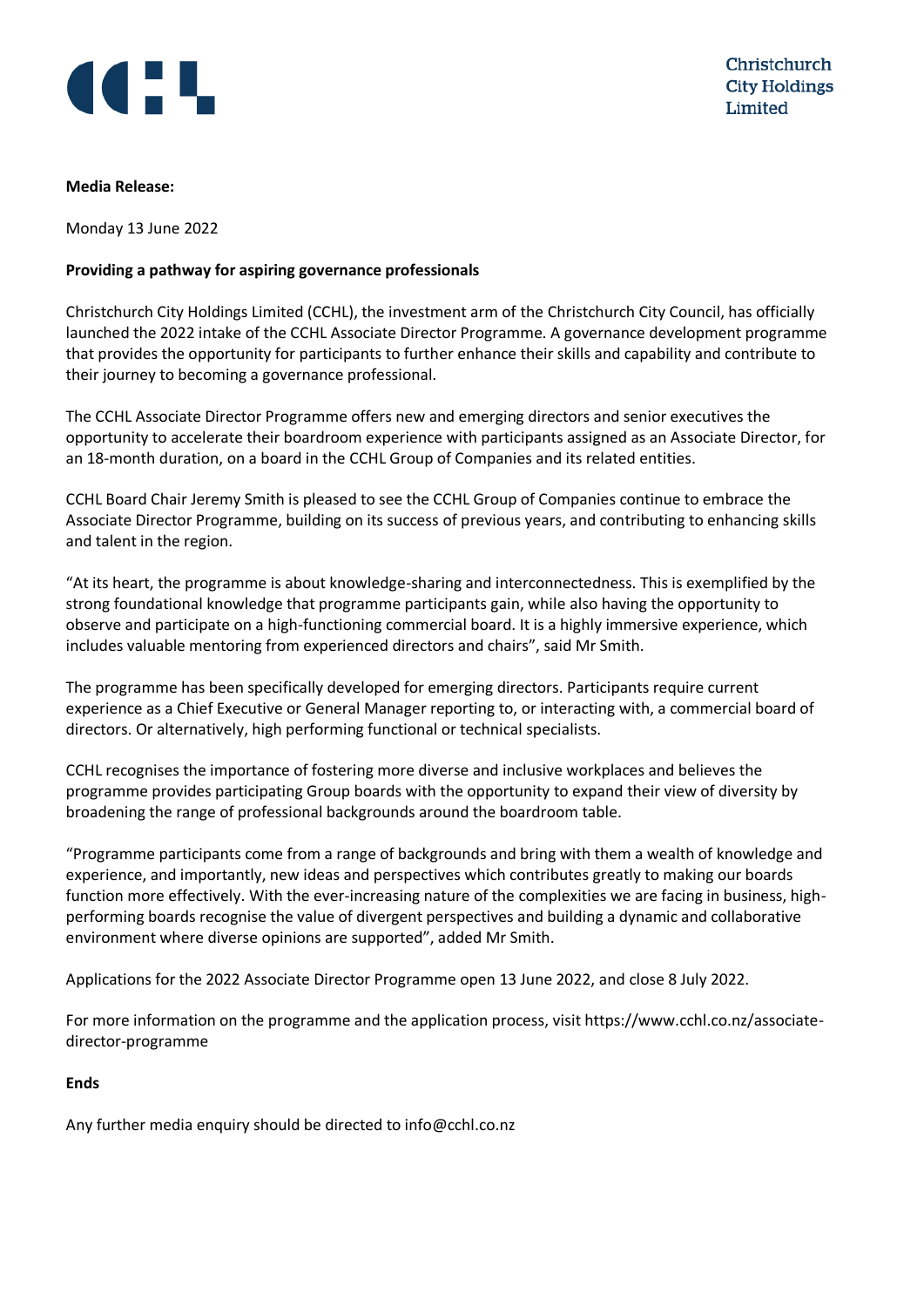Christchurch City Holdings Limited

**Media Release:**

Monday 13 June 2022

**Providing a pathway for aspiring governance professionals**

Christchurch City Holdings Limited (CCHL), the investment arm of the Christchurch City Council, has officially launched the 2022 intake of the CCHL Associate Director Programme. A governance development programme that provides the opportunity for participants to further enhance their skills and capability and contribute to their journey to becoming a governance professional.

The CCHL Associate Director Programme offers new and emerging directors and senior executives the opportunity to accelerate their boardroom experience with participants assigned as an Associate Director, for an 18-month duration, on a board in the CCHL Group of Companies and its related entities.

CCHL Board Chair Jeremy Smith is pleased to see the CCHL Group of Companies continue to embrace the Associate Director Programme, building on its success of previous years, and contributing to enhancing skills and talent in the region.

"At its heart, the programme is about knowledge-sharing and interconnectedness. This is exemplified by the strong foundational knowledge that programme participants gain, while also having the opportunity to observe and participate on a high-functioning commercial board. It is a highly immersive experience, which includes valuable mentoring from experienced directors and chairs", said Mr Smith.

The programme has been specifically developed for emerging directors. Participants require current experience as a Chief Executive or General Manager reporting to, or interacting with, a commercial board of directors. Or alternatively, high performing functional or technical specialists.

CCHL recognises the importance of fostering more diverse and inclusive workplaces and believes the programme provides participating Group boards with the opportunity to expand their view of diversity by broadening the range of professional backgrounds around the boardroom table.

"Programme participants come from a range of backgrounds and bring with them a wealth of knowledge and experience, and importantly, new ideas and perspectives which contributes greatly to making our boards function more effectively. With the ever-increasing nature of the complexities we are facing in business, high-performing boards recognise the value of divergent perspectives and building a dynamic and collaborative environment where diverse opinions are supported", added Mr Smith.

Applications for the 2022 Associate Director Programme open 13 June 2022, and close 8 July 2022.

For more information on the programme and the application process, visit https://www.cchl.co.nz/associate-director-programme

**Ends**

Any further media enquiry should be directed to info@cchl.co.nz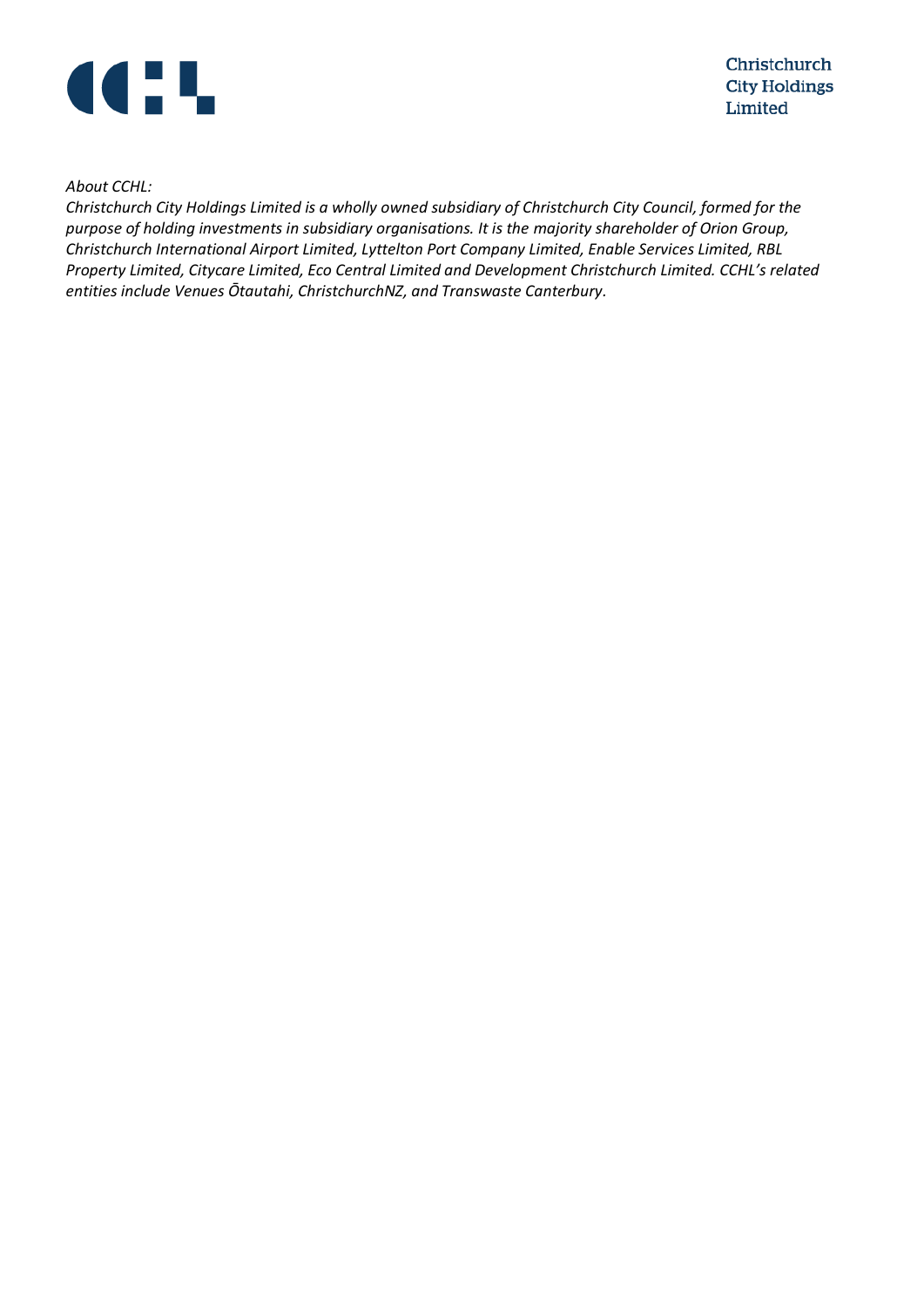*About CCHL:*
*Christchurch City Holdings Limited is a wholly owned subsidiary of Christchurch City Council, formed for the purpose of holding investments in subsidiary organisations. It is the majority shareholder of Orion Group, Christchurch International Airport Limited, Lyttelton Port Company Limited, Enable Services Limited, RBL Property Limited, Citycare Limited, Eco Central Limited and Development Christchurch Limited. CCHL's related entities include Venues Ōtautahi, ChristchurchNZ, and Transwaste Canterbury.*